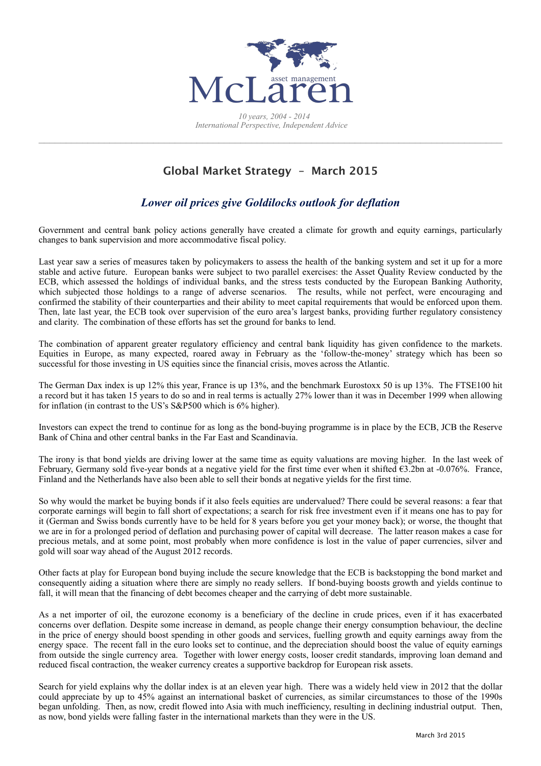McLaren asset management

*10 years, 2004 - 2014*
*International Perspective, Independent Advice*

# Global Market Strategy – March 2015

## *Lower oil prices give Goldilocks outlook for deflation*

Government and central bank policy actions generally have created a climate for growth and equity earnings, particularly changes to bank supervision and more accommodative fiscal policy.

Last year saw a series of measures taken by policymakers to assess the health of the banking system and set it up for a more stable and active future. European banks were subject to two parallel exercises: the Asset Quality Review conducted by the ECB, which assessed the holdings of individual banks, and the stress tests conducted by the European Banking Authority, which subjected those holdings to a range of adverse scenarios. The results, while not perfect, were encouraging and confirmed the stability of their counterparties and their ability to meet capital requirements that would be enforced upon them. Then, late last year, the ECB took over supervision of the euro area's largest banks, providing further regulatory consistency and clarity. The combination of these efforts has set the ground for banks to lend.

The combination of apparent greater regulatory efficiency and central bank liquidity has given confidence to the markets. Equities in Europe, as many expected, roared away in February as the 'follow-the-money' strategy which has been so successful for those investing in US equities since the financial crisis, moves across the Atlantic.

The German Dax index is up 12% this year, France is up 13%, and the benchmark Eurostoxx 50 is up 13%. The FTSE100 hit a record but it has taken 15 years to do so and in real terms is actually 27% lower than it was in December 1999 when allowing for inflation (in contrast to the US's S&P500 which is 6% higher).

Investors can expect the trend to continue for as long as the bond-buying programme is in place by the ECB, JCB the Reserve Bank of China and other central banks in the Far East and Scandinavia.

The irony is that bond yields are driving lower at the same time as equity valuations are moving higher. In the last week of February, Germany sold five-year bonds at a negative yield for the first time ever when it shifted €3.2bn at -0.076%. France, Finland and the Netherlands have also been able to sell their bonds at negative yields for the first time.

So why would the market be buying bonds if it also feels equities are undervalued? There could be several reasons: a fear that corporate earnings will begin to fall short of expectations; a search for risk free investment even if it means one has to pay for it (German and Swiss bonds currently have to be held for 8 years before you get your money back); or worse, the thought that we are in for a prolonged period of deflation and purchasing power of capital will decrease. The latter reason makes a case for precious metals, and at some point, most probably when more confidence is lost in the value of paper currencies, silver and gold will soar way ahead of the August 2012 records.

Other facts at play for European bond buying include the secure knowledge that the ECB is backstopping the bond market and consequently aiding a situation where there are simply no ready sellers. If bond-buying boosts growth and yields continue to fall, it will mean that the financing of debt becomes cheaper and the carrying of debt more sustainable.

As a net importer of oil, the eurozone economy is a beneficiary of the decline in crude prices, even if it has exacerbated concerns over deflation. Despite some increase in demand, as people change their energy consumption behaviour, the decline in the price of energy should boost spending in other goods and services, fuelling growth and equity earnings away from the energy space. The recent fall in the euro looks set to continue, and the depreciation should boost the value of equity earnings from outside the single currency area. Together with lower energy costs, looser credit standards, improving loan demand and reduced fiscal contraction, the weaker currency creates a supportive backdrop for European risk assets.

Search for yield explains why the dollar index is at an eleven year high. There was a widely held view in 2012 that the dollar could appreciate by up to 45% against an international basket of currencies, as similar circumstances to those of the 1990s began unfolding. Then, as now, credit flowed into Asia with much inefficiency, resulting in declining industrial output. Then, as now, bond yields were falling faster in the international markets than they were in the US.

March 3rd 2015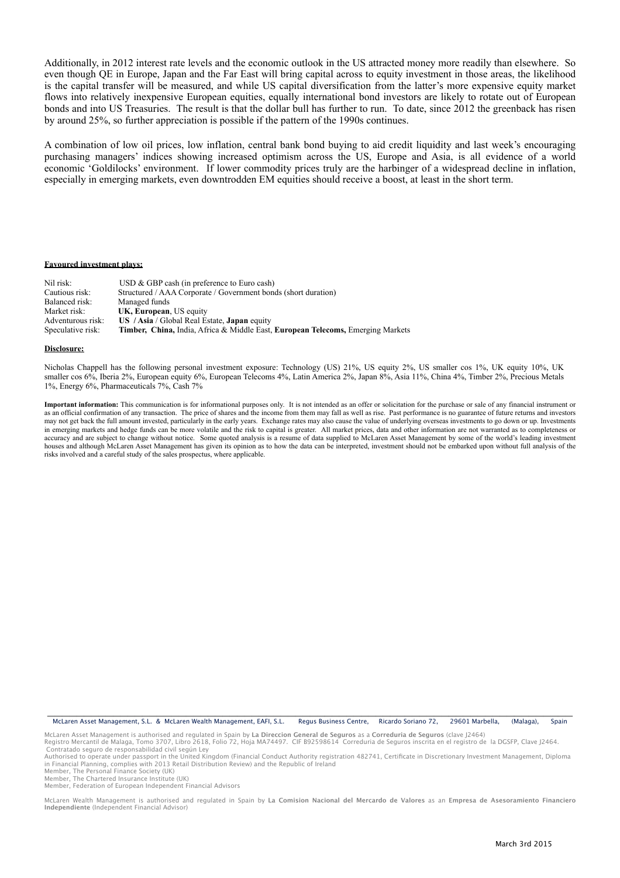Additionally, in 2012 interest rate levels and the economic outlook in the US attracted money more readily than elsewhere. So even though QE in Europe, Japan and the Far East will bring capital across to equity investment in those areas, the likelihood is the capital transfer will be measured, and while US capital diversification from the latter's more expensive equity market flows into relatively inexpensive European equities, equally international bond investors are likely to rotate out of European bonds and into US Treasuries. The result is that the dollar bull has further to run. To date, since 2012 the greenback has risen by around 25%, so further appreciation is possible if the pattern of the 1990s continues.

A combination of low oil prices, low inflation, central bank bond buying to aid credit liquidity and last week's encouraging purchasing managers' indices showing increased optimism across the US, Europe and Asia, is all evidence of a world economic 'Goldilocks' environment. If lower commodity prices truly are the harbinger of a widespread decline in inflation, especially in emerging markets, even downtrodden EM equities should receive a boost, at least in the short term.

**Favoured investment plays:**

| | |
|---|---|
| Nil risk: | USD & GBP cash (in preference to Euro cash) |
| Cautious risk: | Structured / AAA Corporate / Government bonds (short duration) |
| Balanced risk: | Managed funds |
| Market risk: | **UK, European**, US equity |
| Adventurous risk: | **US / Asia** / Global Real Estate, **Japan** equity |
| Speculative risk: | **Timber, China,** India, Africa & Middle East, **European Telecoms,** Emerging Markets |

**Disclosure:**

Nicholas Chappell has the following personal investment exposure: Technology (US) 21%, US equity 2%, US smaller cos 1%, UK equity 10%, UK smaller cos 6%, Iberia 2%, European equity 6%, European Telecoms 4%, Latin America 2%, Japan 8%, Asia 11%, China 4%, Timber 2%, Precious Metals 1%, Energy 6%, Pharmaceuticals 7%, Cash 7%

**Important information:** This communication is for informational purposes only. It is not intended as an offer or solicitation for the purchase or sale of any financial instrument or as an official confirmation of any transaction. The price of shares and the income from them may fall as well as rise. Past performance is no guarantee of future returns and investors may not get back the full amount invested, particularly in the early years. Exchange rates may also cause the value of underlying overseas investments to go down or up. Investments in emerging markets and hedge funds can be more volatile and the risk to capital is greater. All market prices, data and other information are not warranted as to completeness or accuracy and are subject to change without notice. Some quoted analysis is a resume of data supplied to McLaren Asset Management by some of the world's leading investment houses and although McLaren Asset Management has given its opinion as to how the data can be interpreted, investment should not be embarked upon without full analysis of the risks involved and a careful study of the sales prospectus, where applicable.

McLaren Asset Management, S.L. & McLaren Wealth Management, EAFI, S.L. Regus Business Centre, Ricardo Soriano 72, 29601 Marbella, (Malaga), Spain

McLaren Asset Management is authorised and regulated in Spain by **La Direccion General de Seguros** as a **Correduria de Seguros** (clave J2464)
Registro Mercantil de Malaga, Tomo 3707, Libro 2618, Folio 72, Hoja MA74497. CIF B92598614 Correduria de Seguros inscrita en el registro de la DGSFP, Clave J2464. Contratado seguro de responsabilidad civil según Ley
Authorised to operate under passport in the United Kingdom (Financial Conduct Authority registration 482741, Certificate in Discretionary Investment Management, Diploma in Financial Planning, complies with 2013 Retail Distribution Review) and the Republic of Ireland
Member, The Personal Finance Society (UK)
Member, The Chartered Insurance Institute (UK)
Member, Federation of European Independent Financial Advisors

McLaren Wealth Management is authorised and regulated in Spain by **La Comision Nacional del Mercardo de Valores** as an **Empresa de Asesoramiento Financiero Independiente** (Independent Financial Advisor)

March 3rd 2015